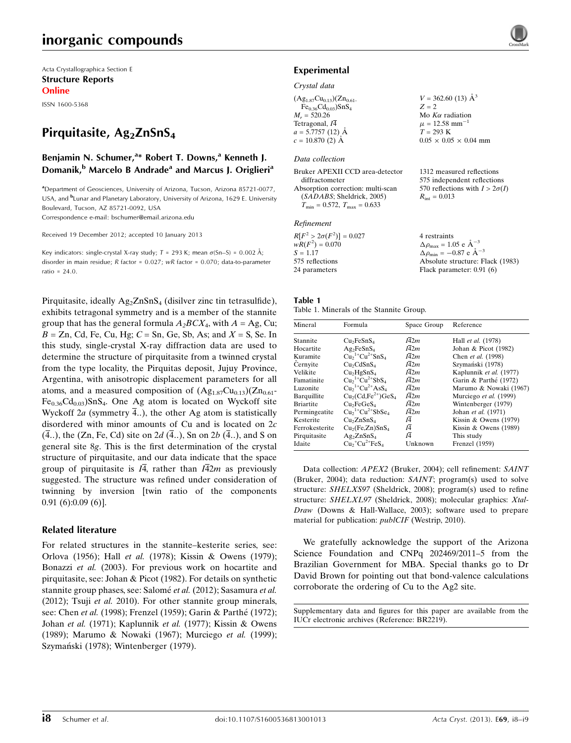# inorganic compounds

Acta Crystallographica Section E
**Structure Reports**
**Online**

ISSN 1600-5368

# Pirquitasite, $Ag_2ZnSnS_4$

**Benjamin N. Schumer,[a]* Robert T. Downs,[a] Kenneth J. Domanik,[b] Marcelo B Andrade[a] and Marcus J. Origlieri[a]**

[a]Department of Geosciences, University of Arizona, Tucson, Arizona 85721-0077, USA, and [b]Lunar and Planetary Laboratory, University of Arizona, 1629 E. University Boulevard, Tucson, AZ 85721-0092, USA
Correspondence e-mail: bschumer@email.arizona.edu

Received 19 December 2012; accepted 10 January 2013

Key indicators: single-crystal X-ray study; $T$ = 293 K; mean $\sigma$(Sn–S) = 0.002 Å; disorder in main residue; $R$ factor = 0.027; $wR$ factor = 0.070; data-to-parameter ratio = 24.0.

Pirquitasite, ideally $Ag_2ZnSnS_4$ (disilver zinc tin tetrasulfide), exhibits tetragonal symmetry and is a member of the stannite group that has the general formula $A_2BCX_4$, with $A$ = Ag, Cu; $B$ = Zn, Cd, Fe, Cu, Hg; $C$ = Sn, Ge, Sb, As; and $X$ = S, Se. In this study, single-crystal X-ray diffraction data are used to determine the structure of pirquitasite from a twinned crystal from the type locality, the Pirquitas deposit, Jujuy Province, Argentina, with anisotropic displacement parameters for all atoms, and a measured composition of $(Ag_{1.87}Cu_{0.13})(Zn_{0.61}Fe_{0.36}Cd_{0.03})SnS_4$. One Ag atom is located on Wyckoff site Wyckoff $2a$ (symmetry $\bar{4}$..), the other Ag atom is statistically disordered with minor amounts of Cu and is located on $2c$ ($\bar{4}$..), the (Zn, Fe, Cd) site on $2d$ ($\bar{4}$..), Sn on $2b$ ($\bar{4}$..), and S on general site $8g$. This is the first determination of the crystal structure of pirquitasite, and our data indicate that the space group of pirquitasite is $I\bar{4}$, rather than $I\bar{4}2m$ as previously suggested. The structure was refined under consideration of twinning by inversion [twin ratio of the components 0.91 (6):0.09 (6)].

## Related literature

For related structures in the stannite–kesterite series, see: Orlova (1956); Hall *et al.* (1978); Kissin & Owens (1979); Bonazzi *et al.* (2003). For previous work on hocartite and pirquitasite, see: Johan & Picot (1982). For details on synthetic stannite group phases, see: Salomé *et al.* (2012); Sasamura *et al.* (2012); Tsuji *et al.* 2010). For other stannite group minerals, see: Chen *et al.* (1998); Frenzel (1959); Garin & Parthé (1972); Johan *et al.* (1971); Kaplunnik *et al.* (1977); Kissin & Owens (1989); Marumo & Nowaki (1967); Murciego *et al.* (1999); Szymański (1978); Wintenberger (1979).

## Experimental

*Crystal data*

$(Ag_{1.87}Cu_{0.13})(Zn_{0.61}Fe_{0.36}Cd_{0.03})SnS_4$
$M_r$ = 520.26
Tetragonal, $I\bar{4}$
$a$ = 5.7757 (12) Å
$c$ = 10.870 (2) Å
$V$ = 362.60 (13) Å$^3$
$Z$ = 2
Mo $K\alpha$ radiation
$\mu$ = 12.58 mm$^{-1}$
$T$ = 293 K
0.05 × 0.05 × 0.04 mm

*Data collection*

Bruker APEXII CCD area-detector diffractometer
Absorption correction: multi-scan (*SADABS*; Sheldrick, 2005)
$T_{min}$ = 0.572, $T_{max}$ = 0.633
1312 measured reflections
575 independent reflections
570 reflections with $I > 2\sigma(I)$
$R_{int}$ = 0.013

*Refinement*

$R[F^2 > 2\sigma(F^2)]$ = 0.027
$wR(F^2)$ = 0.070
$S$ = 1.17
575 reflections
24 parameters
4 restraints
$\Delta\rho_{max}$ = 1.05 e Å$^{-3}$
$\Delta\rho_{min}$ = −0.87 e Å$^{-3}$
Absolute structure: Flack (1983)
Flack parameter: 0.91 (6)

**Table 1**
Table 1. Minerals of the Stannite Group.

| Mineral | Formula | Space Group | Reference |
| --- | --- | --- | --- |
| Stannite | $Cu_2FeSnS_4$ | $I\bar{4}2m$ | Hall *et al.* (1978) |
| Hocartite | $Ag_2FeSnS_4$ | $I\bar{4}2m$ | Johan & Picot (1982) |
| Kuramite | $Cu_2^{1+}Cu^{2+}SnS_4$ | $I\bar{4}2m$ | Chen *et al.* (1998) |
| Černyite | $Cu_2CdSnS_4$ | $I\bar{4}2m$ | Szymański (1978) |
| Velikite | $Cu_2HgSnS_4$ | $I\bar{4}2m$ | Kaplunnik *et al.* (1977) |
| Famatinite | $Cu_2^{1+}Cu^{2+}SbS_4$ | $I\bar{4}2m$ | Garin & Parthé (1972) |
| Luzonite | $Cu_2^{1+}Cu^{2+}AsS_4$ | $I\bar{4}2m$ | Marumo & Nowaki (1967) |
| Barquillite | $Cu_2(Cd,Fe^{2+})GeS_4$ | $I\bar{4}2m$ | Murciego *et al.* (1999) |
| Briartite | $Cu_2FeGeS_4$ | $I\bar{4}2m$ | Wintenberger (1979) |
| Permingeatite | $Cu_2^{1+}Cu^{2+}SbSe_4$ | $I\bar{4}2m$ | Johan *et al.* (1971) |
| Kesterite | $Cu_2ZnSnS_4$ | $I\bar{4}$ | Kissin & Owens (1979) |
| Ferrokesterite | $Cu_2(Fe,Zn)SnS_4$ | $I\bar{4}$ | Kissin & Owens (1989) |
| Pirquitasite | $Ag_2ZnSnS_4$ | $I\bar{4}$ | This study |
| Idaite | $Cu_2^{+}Cu^{2+}FeS_4$ | Unknown | Frenzel (1959) |

Data collection: *APEX2* (Bruker, 2004); cell refinement: *SAINT* (Bruker, 2004); data reduction: *SAINT*; program(s) used to solve structure: *SHELXS97* (Sheldrick, 2008); program(s) used to refine structure: *SHELXL97* (Sheldrick, 2008); molecular graphics: *XtalDraw* (Downs & Hall-Wallace, 2003); software used to prepare material for publication: *publCIF* (Westrip, 2010).

We gratefully acknowledge the support of the Arizona Science Foundation and CNPq 202469/2011–5 from the Brazilian Government for MBA. Special thanks go to Dr David Brown for pointing out that bond-valence calculations corroborate the ordering of Cu to the Ag2 site.

Supplementary data and figures for this paper are available from the IUCr electronic archives (Reference: BR2219).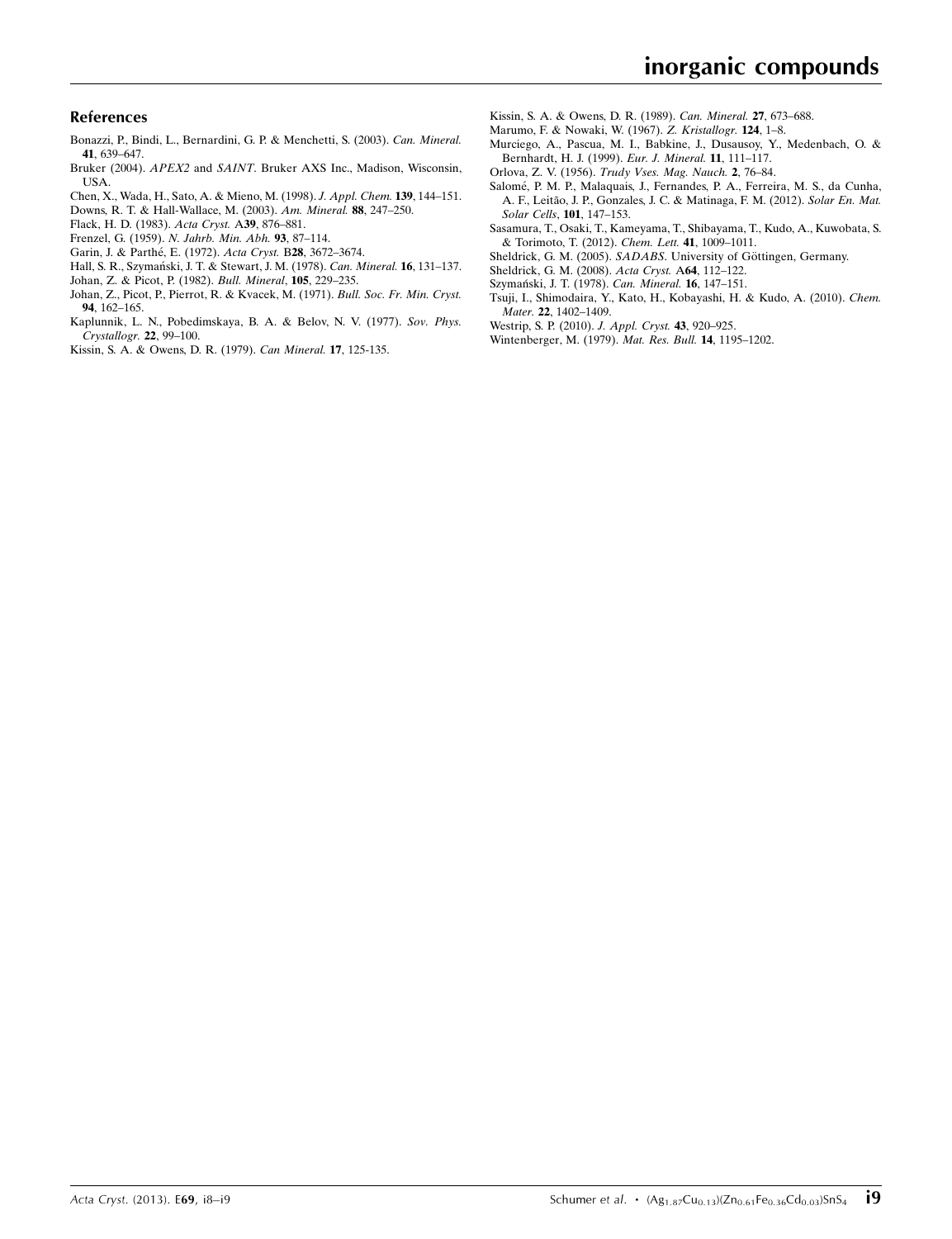## References

Bonazzi, P., Bindi, L., Bernardini, G. P. & Menchetti, S. (2003). *Can. Mineral.* **41**, 639–647.

Bruker (2004). *APEX2* and *SAINT*. Bruker AXS Inc., Madison, Wisconsin, USA.

Chen, X., Wada, H., Sato, A. & Mieno, M. (1998). *J. Appl. Chem.* **139**, 144–151.

Downs, R. T. & Hall-Wallace, M. (2003). *Am. Mineral.* **88**, 247–250.

Flack, H. D. (1983). *Acta Cryst.* A**39**, 876–881.

Frenzel, G. (1959). *N. Jahrb. Min. Abh.* **93**, 87–114.

Garin, J. & Parthé, E. (1972). *Acta Cryst.* B**28**, 3672–3674.

Hall, S. R., Szymański, J. T. & Stewart, J. M. (1978). *Can. Mineral.* **16**, 131–137.

Johan, Z. & Picot, P. (1982). *Bull. Mineral*, **105**, 229–235.

Johan, Z., Picot, P., Pierrot, R. & Kvacek, M. (1971). *Bull. Soc. Fr. Min. Cryst.* **94**, 162–165.

Kaplunnik, L. N., Pobedimskaya, B. A. & Belov, N. V. (1977). *Sov. Phys. Crystallogr.* **22**, 99–100.

Kissin, S. A. & Owens, D. R. (1979). *Can Mineral.* **17**, 125-135.

Kissin, S. A. & Owens, D. R. (1989). *Can. Mineral.* **27**, 673–688.

Marumo, F. & Nowaki, W. (1967). *Z. Kristallogr.* **124**, 1–8.

Murciego, A., Pascua, M. I., Babkine, J., Dusausoy, Y., Medenbach, O. & Bernhardt, H. J. (1999). *Eur. J. Mineral.* **11**, 111–117.

Orlova, Z. V. (1956). *Trudy Vses. Mag. Nauch.* **2**, 76–84.

Salomé, P. M. P., Malaquais, J., Fernandes, P. A., Ferreira, M. S., da Cunha, A. F., Leitão, J. P., Gonzales, J. C. & Matinaga, F. M. (2012). *Solar En. Mat. Solar Cells*, **101**, 147–153.

Sasamura, T., Osaki, T., Kameyama, T., Shibayama, T., Kudo, A., Kuwobata, S. & Torimoto, T. (2012). *Chem. Lett.* **41**, 1009–1011.

Sheldrick, G. M. (2005). *SADABS*. University of Göttingen, Germany.

Sheldrick, G. M. (2008). *Acta Cryst.* A**64**, 112–122.

Szymański, J. T. (1978). *Can. Mineral.* **16**, 147–151.

Tsuji, I., Shimodaira, Y., Kato, H., Kobayashi, H. & Kudo, A. (2010). *Chem. Mater.* **22**, 1402–1409.

Westrip, S. P. (2010). *J. Appl. Cryst.* **43**, 920–925.

Wintenberger, M. (1979). *Mat. Res. Bull.* **14**, 1195–1202.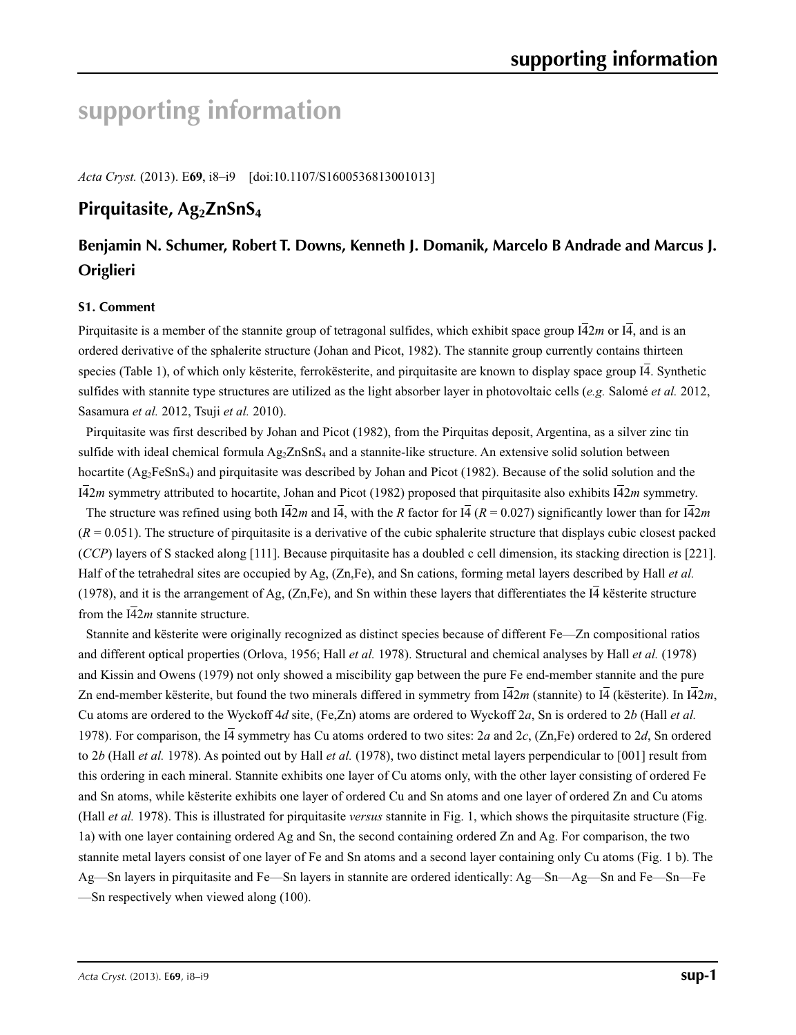# supporting information

*Acta Cryst.* (2013). E**69**, i8–i9    [doi:10.1107/S1600536813001013]

## Pirquitasite, $Ag_2ZnSnS_4$

### Benjamin N. Schumer, Robert T. Downs, Kenneth J. Domanik, Marcelo B Andrade and Marcus J. Origlieri

#### S1. Comment

Pirquitasite is a member of the stannite group of tetragonal sulfides, which exhibit space group $I\overline{4}2m$ or $I\overline{4}$, and is an ordered derivative of the sphalerite structure (Johan and Picot, 1982). The stannite group currently contains thirteen species (Table 1), of which only kësterite, ferrokësterite, and pirquitasite are known to display space group $I\overline{4}$. Synthetic sulfides with stannite type structures are utilized as the light absorber layer in photovoltaic cells (*e.g.* Salomé *et al.* 2012, Sasamura *et al.* 2012, Tsuji *et al.* 2010).

Pirquitasite was first described by Johan and Picot (1982), from the Pirquitas deposit, Argentina, as a silver zinc tin sulfide with ideal chemical formula $Ag_2ZnSnS_4$ and a stannite-like structure. An extensive solid solution between hocartite ($Ag_2FeSnS_4$) and pirquitasite was described by Johan and Picot (1982). Because of the solid solution and the $I\overline{4}2m$ symmetry attributed to hocartite, Johan and Picot (1982) proposed that pirquitasite also exhibits $I\overline{4}2m$ symmetry.

The structure was refined using both $I\overline{4}2m$ and $I\overline{4}$, with the *R* factor for $I\overline{4}$ ($R = 0.027$) significantly lower than for $I\overline{4}2m$ ($R = 0.051$). The structure of pirquitasite is a derivative of the cubic sphalerite structure that displays cubic closest packed (*CCP*) layers of S stacked along [111]. Because pirquitasite has a doubled c cell dimension, its stacking direction is [221]. Half of the tetrahedral sites are occupied by Ag, (Zn,Fe), and Sn cations, forming metal layers described by Hall *et al.* (1978), and it is the arrangement of Ag, (Zn,Fe), and Sn within these layers that differentiates the $I\overline{4}$ kësterite structure from the $I\overline{4}2m$ stannite structure.

Stannite and kësterite were originally recognized as distinct species because of different Fe—Zn compositional ratios and different optical properties (Orlova, 1956; Hall *et al.* 1978). Structural and chemical analyses by Hall *et al.* (1978) and Kissin and Owens (1979) not only showed a miscibility gap between the pure Fe end-member stannite and the pure Zn end-member kësterite, but found the two minerals differed in symmetry from $I\overline{4}2m$ (stannite) to $I\overline{4}$ (kësterite). In $I\overline{4}2m$, Cu atoms are ordered to the Wyckoff 4*d* site, (Fe,Zn) atoms are ordered to Wyckoff 2*a*, Sn is ordered to 2*b* (Hall *et al.* 1978). For comparison, the $I\overline{4}$ symmetry has Cu atoms ordered to two sites: 2*a* and 2*c*, (Zn,Fe) ordered to 2*d*, Sn ordered to 2*b* (Hall *et al.* 1978). As pointed out by Hall *et al.* (1978), two distinct metal layers perpendicular to [001] result from this ordering in each mineral. Stannite exhibits one layer of Cu atoms only, with the other layer consisting of ordered Fe and Sn atoms, while kësterite exhibits one layer of ordered Cu and Sn atoms and one layer of ordered Zn and Cu atoms (Hall *et al.* 1978). This is illustrated for pirquitasite *versus* stannite in Fig. 1, which shows the pirquitasite structure (Fig. 1a) with one layer containing ordered Ag and Sn, the second containing ordered Zn and Ag. For comparison, the two stannite metal layers consist of one layer of Fe and Sn atoms and a second layer containing only Cu atoms (Fig. 1 b). The Ag—Sn layers in pirquitasite and Fe—Sn layers in stannite are ordered identically: Ag—Sn—Ag—Sn and Fe—Sn—Fe—Sn respectively when viewed along (100).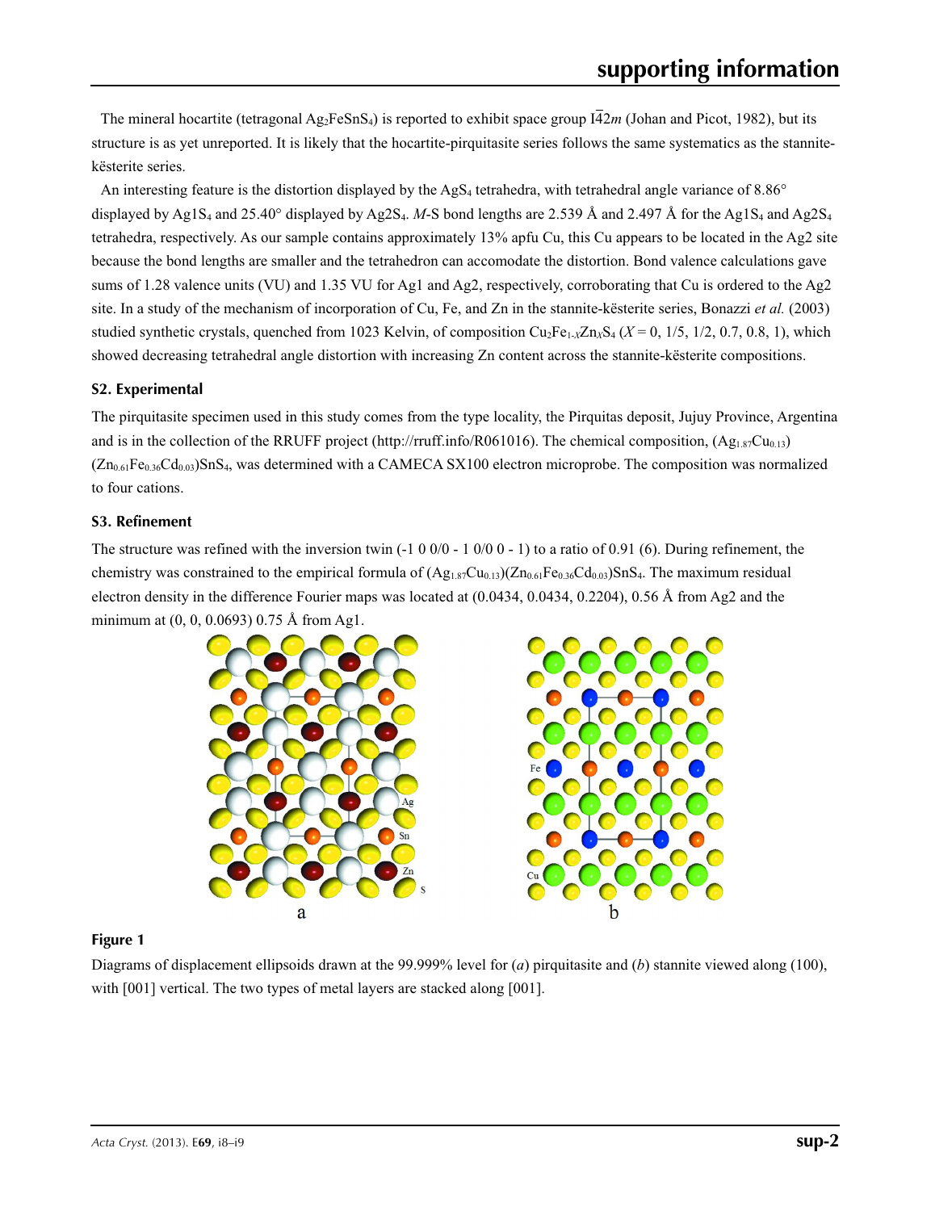The mineral hocartite (tetragonal $Ag_2FeSnS_4$) is reported to exhibit space group $I\bar{4}2m$ (Johan and Picot, 1982), but its structure is as yet unreported. It is likely that the hocartite-pirquitasite series follows the same systematics as the stannite-kësterite series.

An interesting feature is the distortion displayed by the $AgS_4$ tetrahedra, with tetrahedral angle variance of 8.86° displayed by $Ag1S_4$ and 25.40° displayed by $Ag2S_4$. *M*-S bond lengths are 2.539 Å and 2.497 Å for the $Ag1S_4$ and $Ag2S_4$ tetrahedra, respectively. As our sample contains approximately 13% apfu Cu, this Cu appears to be located in the Ag2 site because the bond lengths are smaller and the tetrahedron can accomodate the distortion. Bond valence calculations gave sums of 1.28 valence units (VU) and 1.35 VU for Ag1 and Ag2, respectively, corroborating that Cu is ordered to the Ag2 site. In a study of the mechanism of incorporation of Cu, Fe, and Zn in the stannite-kësterite series, Bonazzi *et al.* (2003) studied synthetic crystals, quenched from 1023 Kelvin, of composition $Cu_2Fe_{1-X}Zn_XS_4$ ($X$ = 0, 1/5, 1/2, 0.7, 0.8, 1), which showed decreasing tetrahedral angle distortion with increasing Zn content across the stannite-kësterite compositions.

## S2. Experimental

The pirquitasite specimen used in this study comes from the type locality, the Pirquitas deposit, Jujuy Province, Argentina and is in the collection of the RRUFF project (http://rruff.info/R061016). The chemical composition, $(Ag_{1.87}Cu_{0.13})(Zn_{0.61}Fe_{0.36}Cd_{0.03})SnS_4$, was determined with a CAMECA SX100 electron microprobe. The composition was normalized to four cations.

## S3. Refinement

The structure was refined with the inversion twin (-1 0 0/0 - 1 0/0 0 - 1) to a ratio of 0.91 (6). During refinement, the chemistry was constrained to the empirical formula of $(Ag_{1.87}Cu_{0.13})(Zn_{0.61}Fe_{0.36}Cd_{0.03})SnS_4$. The maximum residual electron density in the difference Fourier maps was located at (0.0434, 0.0434, 0.2204), 0.56 Å from Ag2 and the minimum at (0, 0, 0.0693) 0.75 Å from Ag1.

**Figure 1**

Diagrams of displacement ellipsoids drawn at the 99.999% level for (*a*) pirquitasite and (*b*) stannite viewed along (100), with [001] vertical. The two types of metal layers are stacked along [001].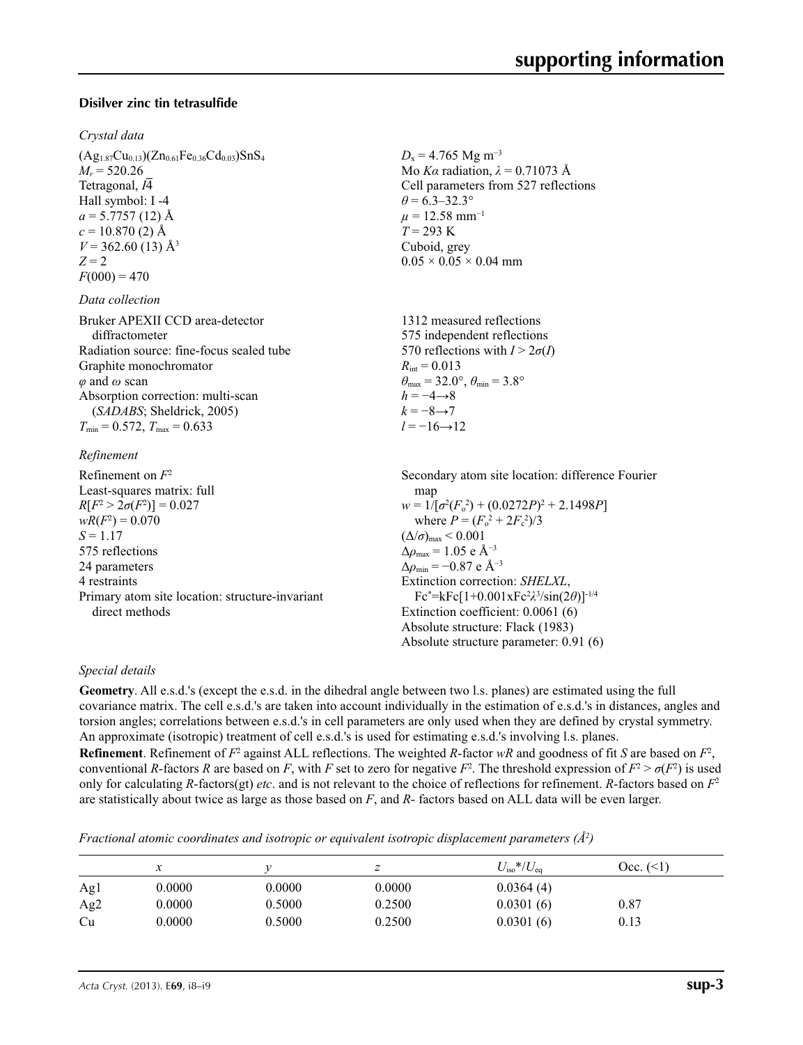### Disilver zinc tin tetrasulfide

*Crystal data*

$(Ag_{1.87}Cu_{0.13})(Zn_{0.61}Fe_{0.36}Cd_{0.03})SnS_4$
$M_r = 520.26$
Tetragonal, $I\bar{4}$
Hall symbol: I -4
$a = 5.7757$ (12) Å
$c = 10.870$ (2) Å
$V = 362.60$ (13) Å$^3$
$Z = 2$
$F(000) = 470$
$D_x = 4.765$ Mg m$^{-3}$
Mo $K\alpha$ radiation, $\lambda = 0.71073$ Å
Cell parameters from 527 reflections
$\theta = 6.3$–$32.3°$
$\mu = 12.58$ mm$^{-1}$
$T = 293$ K
Cuboid, grey
0.05 × 0.05 × 0.04 mm

*Data collection*

Bruker APEXII CCD area-detector diffractometer
Radiation source: fine-focus sealed tube
Graphite monochromator
$\varphi$ and $\omega$ scan
Absorption correction: multi-scan (*SADABS*; Sheldrick, 2005)
$T_{min} = 0.572$, $T_{max} = 0.633$
1312 measured reflections
575 independent reflections
570 reflections with $I > 2\sigma(I)$
$R_{int} = 0.013$
$\theta_{max} = 32.0°$, $\theta_{min} = 3.8°$
$h = -4 \rightarrow 8$
$k = -8 \rightarrow 7$
$l = -16 \rightarrow 12$

*Refinement*

Refinement on $F^2$
Least-squares matrix: full
$R[F^2 > 2\sigma(F^2)] = 0.027$
$wR(F^2) = 0.070$
$S = 1.17$
575 reflections
24 parameters
4 restraints
Primary atom site location: structure-invariant direct methods
Secondary atom site location: difference Fourier map
$w = 1/[\sigma^2(F_o^2) + (0.0272P)^2 + 2.1498P]$
where $P = (F_o^2 + 2F_c^2)/3$
$(\Delta/\sigma)_{max} < 0.001$
$\Delta\rho_{max} = 1.05$ e Å$^{-3}$
$\Delta\rho_{min} = -0.87$ e Å$^{-3}$
Extinction correction: *SHELXL*, $Fc^* = kFc[1+0.001xFc^2\lambda^3/\sin(2\theta)]^{-1/4}$
Extinction coefficient: 0.0061 (6)
Absolute structure: Flack (1983)
Absolute structure parameter: 0.91 (6)

*Special details*

**Geometry**. All e.s.d.'s (except the e.s.d. in the dihedral angle between two l.s. planes) are estimated using the full covariance matrix. The cell e.s.d.'s are taken into account individually in the estimation of e.s.d.'s in distances, angles and torsion angles; correlations between e.s.d.'s in cell parameters are only used when they are defined by crystal symmetry. An approximate (isotropic) treatment of cell e.s.d.'s is used for estimating e.s.d.'s involving l.s. planes.

**Refinement**. Refinement of $F^2$ against ALL reflections. The weighted $R$-factor $wR$ and goodness of fit $S$ are based on $F^2$, conventional $R$-factors $R$ are based on $F$, with $F$ set to zero for negative $F^2$. The threshold expression of $F^2 > \sigma(F^2)$ is used only for calculating $R$-factors(gt) *etc*. and is not relevant to the choice of reflections for refinement. $R$-factors based on $F^2$ are statistically about twice as large as those based on $F$, and $R$- factors based on ALL data will be even larger.

*Fractional atomic coordinates and isotropic or equivalent isotropic displacement parameters (Å$^2$)*

| | $x$ | $y$ | $z$ | $U_{iso}$*/$U_{eq}$ | Occ. (<1) |
|---|---|---|---|---|---|
| Ag1 | 0.0000 | 0.0000 | 0.0000 | 0.0364 (4) | |
| Ag2 | 0.0000 | 0.5000 | 0.2500 | 0.0301 (6) | 0.87 |
| Cu | 0.0000 | 0.5000 | 0.2500 | 0.0301 (6) | 0.13 |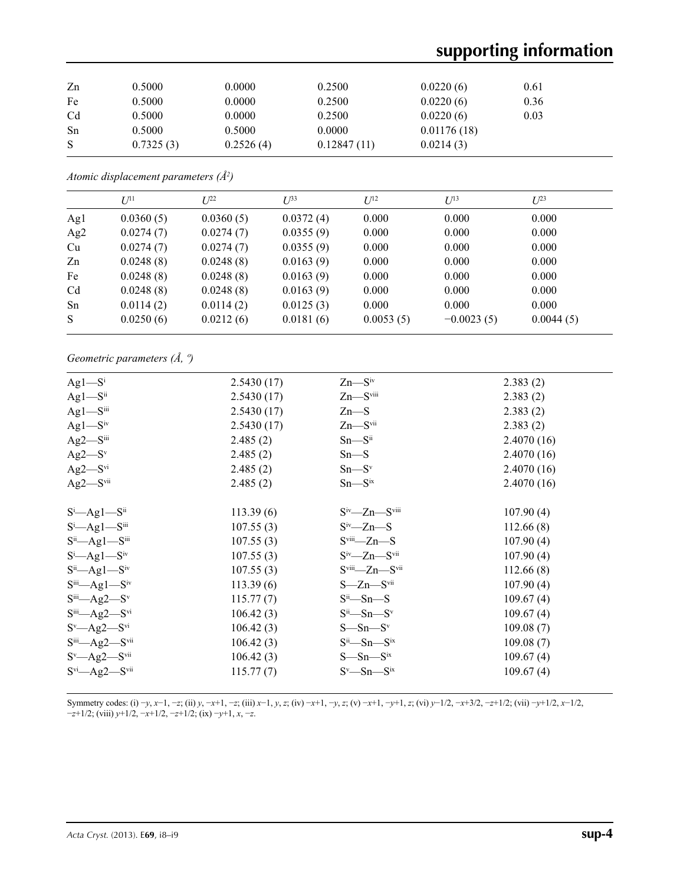| | | | | | |
|---|---|---|---|---|---|
| Zn | 0.5000 | 0.0000 | 0.2500 | 0.0220 (6) | 0.61 |
| Fe | 0.5000 | 0.0000 | 0.2500 | 0.0220 (6) | 0.36 |
| Cd | 0.5000 | 0.0000 | 0.2500 | 0.0220 (6) | 0.03 |
| Sn | 0.5000 | 0.5000 | 0.0000 | 0.01176 (18) | |
| S | 0.7325 (3) | 0.2526 (4) | 0.12847 (11) | 0.0214 (3) | |

*Atomic displacement parameters (Å$^2$)*

| | $U^{11}$ | $U^{22}$ | $U^{33}$ | $U^{12}$ | $U^{13}$ | $U^{23}$ |
|---|---|---|---|---|---|---|
| Ag1 | 0.0360 (5) | 0.0360 (5) | 0.0372 (4) | 0.000 | 0.000 | 0.000 |
| Ag2 | 0.0274 (7) | 0.0274 (7) | 0.0355 (9) | 0.000 | 0.000 | 0.000 |
| Cu | 0.0274 (7) | 0.0274 (7) | 0.0355 (9) | 0.000 | 0.000 | 0.000 |
| Zn | 0.0248 (8) | 0.0248 (8) | 0.0163 (9) | 0.000 | 0.000 | 0.000 |
| Fe | 0.0248 (8) | 0.0248 (8) | 0.0163 (9) | 0.000 | 0.000 | 0.000 |
| Cd | 0.0248 (8) | 0.0248 (8) | 0.0163 (9) | 0.000 | 0.000 | 0.000 |
| Sn | 0.0114 (2) | 0.0114 (2) | 0.0125 (3) | 0.000 | 0.000 | 0.000 |
| S | 0.0250 (6) | 0.0212 (6) | 0.0181 (6) | 0.0053 (5) | −0.0023 (5) | 0.0044 (5) |

*Geometric parameters (Å, º)*

| | | | |
|---|---|---|---|
| Ag1—S$^{i}$ | 2.5430 (17) | Zn—S$^{iv}$ | 2.383 (2) |
| Ag1—S$^{ii}$ | 2.5430 (17) | Zn—S$^{viii}$ | 2.383 (2) |
| Ag1—S$^{iii}$ | 2.5430 (17) | Zn—S | 2.383 (2) |
| Ag1—S$^{iv}$ | 2.5430 (17) | Zn—S$^{vii}$ | 2.383 (2) |
| Ag2—S$^{iii}$ | 2.485 (2) | Sn—S$^{ii}$ | 2.4070 (16) |
| Ag2—S$^{v}$ | 2.485 (2) | Sn—S | 2.4070 (16) |
| Ag2—S$^{vi}$ | 2.485 (2) | Sn—S$^{v}$ | 2.4070 (16) |
| Ag2—S$^{vii}$ | 2.485 (2) | Sn—S$^{ix}$ | 2.4070 (16) |
| | | | |
| S$^{i}$—Ag1—S$^{ii}$ | 113.39 (6) | S$^{iv}$—Zn—S$^{viii}$ | 107.90 (4) |
| S$^{i}$—Ag1—S$^{iii}$ | 107.55 (3) | S$^{iv}$—Zn—S | 112.66 (8) |
| S$^{ii}$—Ag1—S$^{iii}$ | 107.55 (3) | S$^{viii}$—Zn—S | 107.90 (4) |
| S$^{i}$—Ag1—S$^{iv}$ | 107.55 (3) | S$^{iv}$—Zn—S$^{vii}$ | 107.90 (4) |
| S$^{ii}$—Ag1—S$^{iv}$ | 107.55 (3) | S$^{viii}$—Zn—S$^{vii}$ | 112.66 (8) |
| S$^{iii}$—Ag1—S$^{iv}$ | 113.39 (6) | S—Zn—S$^{vii}$ | 107.90 (4) |
| S$^{iii}$—Ag2—S$^{v}$ | 115.77 (7) | S$^{ii}$—Sn—S | 109.67 (4) |
| S$^{iii}$—Ag2—S$^{vi}$ | 106.42 (3) | S$^{ii}$—Sn—S$^{v}$ | 109.67 (4) |
| S$^{v}$—Ag2—S$^{vi}$ | 106.42 (3) | S—Sn—S$^{v}$ | 109.08 (7) |
| S$^{iii}$—Ag2—S$^{vii}$ | 106.42 (3) | S$^{ii}$—Sn—S$^{ix}$ | 109.08 (7) |
| S$^{v}$—Ag2—S$^{vii}$ | 106.42 (3) | S—Sn—S$^{ix}$ | 109.67 (4) |
| S$^{vi}$—Ag2—S$^{vii}$ | 115.77 (7) | S$^{v}$—Sn—S$^{ix}$ | 109.67 (4) |

Symmetry codes: (i) $-y, x-1, -z$; (ii) $y, -x+1, -z$; (iii) $x-1, y, z$; (iv) $-x+1, -y, z$; (v) $-x+1, -y+1, z$; (vi) $y-1/2, -x+3/2, -z+1/2$; (vii) $-y+1/2, x-1/2, -z+1/2$; (viii) $y+1/2, -x+1/2, -z+1/2$; (ix) $-y+1, x, -z$.